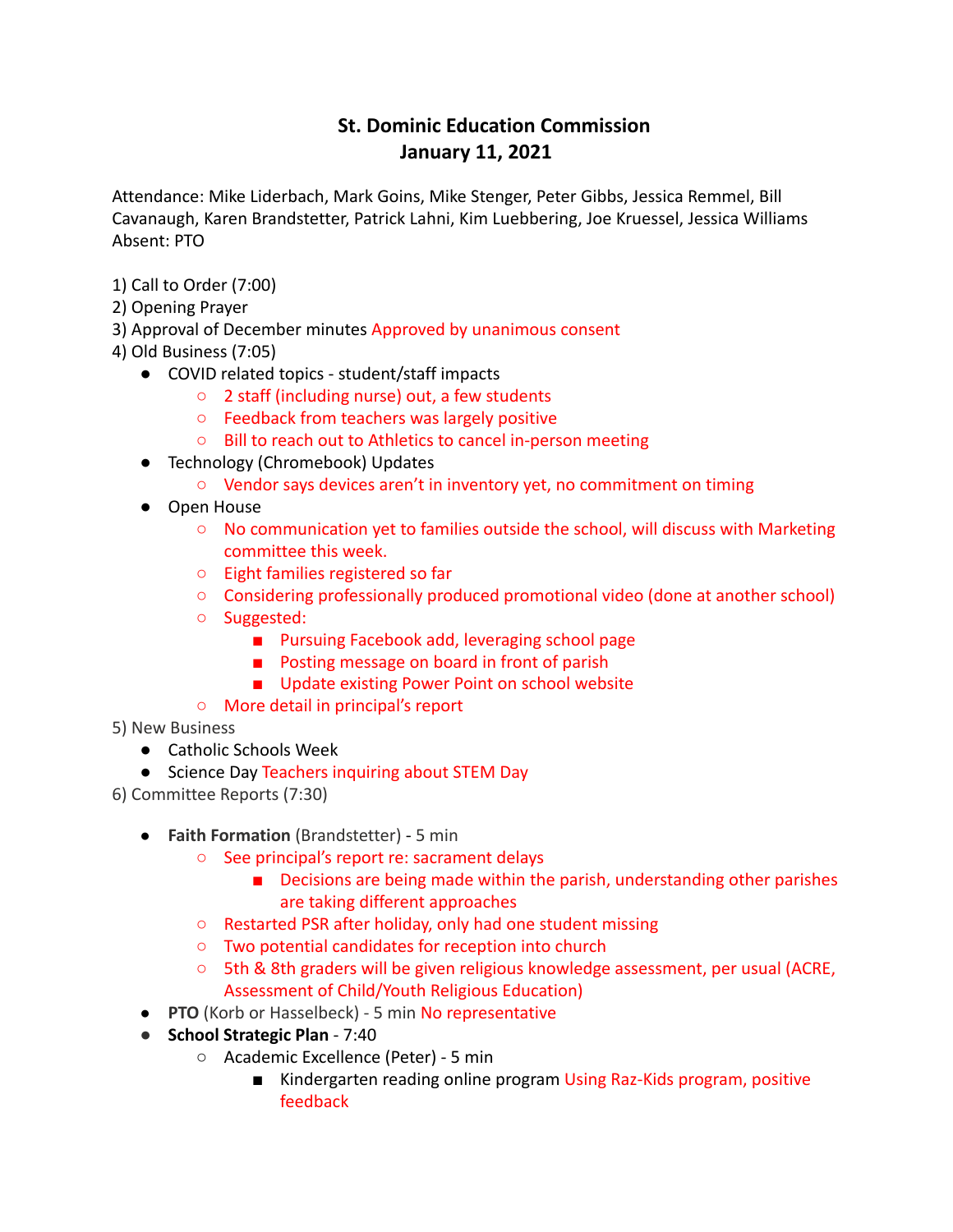# St. Dominic Education Commission
## January 11, 2021

Attendance: Mike Liderbach, Mark Goins, Mike Stenger, Peter Gibbs, Jessica Remmel, Bill Cavanaugh, Karen Brandstetter, Patrick Lahni, Kim Luebbering, Joe Kruessel, Jessica Williams
Absent: PTO

1) Call to Order (7:00)
2) Opening Prayer
3) Approval of December minutes Approved by unanimous consent
4) Old Business (7:05)
   - COVID related topics - student/staff impacts
     - 2 staff (including nurse) out, a few students
     - Feedback from teachers was largely positive
     - Bill to reach out to Athletics to cancel in-person meeting
   - Technology (Chromebook) Updates
     - Vendor says devices aren't in inventory yet, no commitment on timing
   - Open House
     - No communication yet to families outside the school, will discuss with Marketing committee this week.
     - Eight families registered so far
     - Considering professionally produced promotional video (done at another school)
     - Suggested:
       - Pursuing Facebook add, leveraging school page
       - Posting message on board in front of parish
       - Update existing Power Point on school website
     - More detail in principal's report

5) New Business
   - Catholic Schools Week
   - Science Day Teachers inquiring about STEM Day

6) Committee Reports (7:30)
   - **Faith Formation** (Brandstetter) - 5 min
     - See principal's report re: sacrament delays
       - Decisions are being made within the parish, understanding other parishes are taking different approaches
     - Restarted PSR after holiday, only had one student missing
     - Two potential candidates for reception into church
     - 5th & 8th graders will be given religious knowledge assessment, per usual (ACRE, Assessment of Child/Youth Religious Education)
   - **PTO** (Korb or Hasselbeck) - 5 min No representative
   - **School Strategic Plan** - 7:40
     - Academic Excellence (Peter) - 5 min
       - Kindergarten reading online program Using Raz-Kids program, positive feedback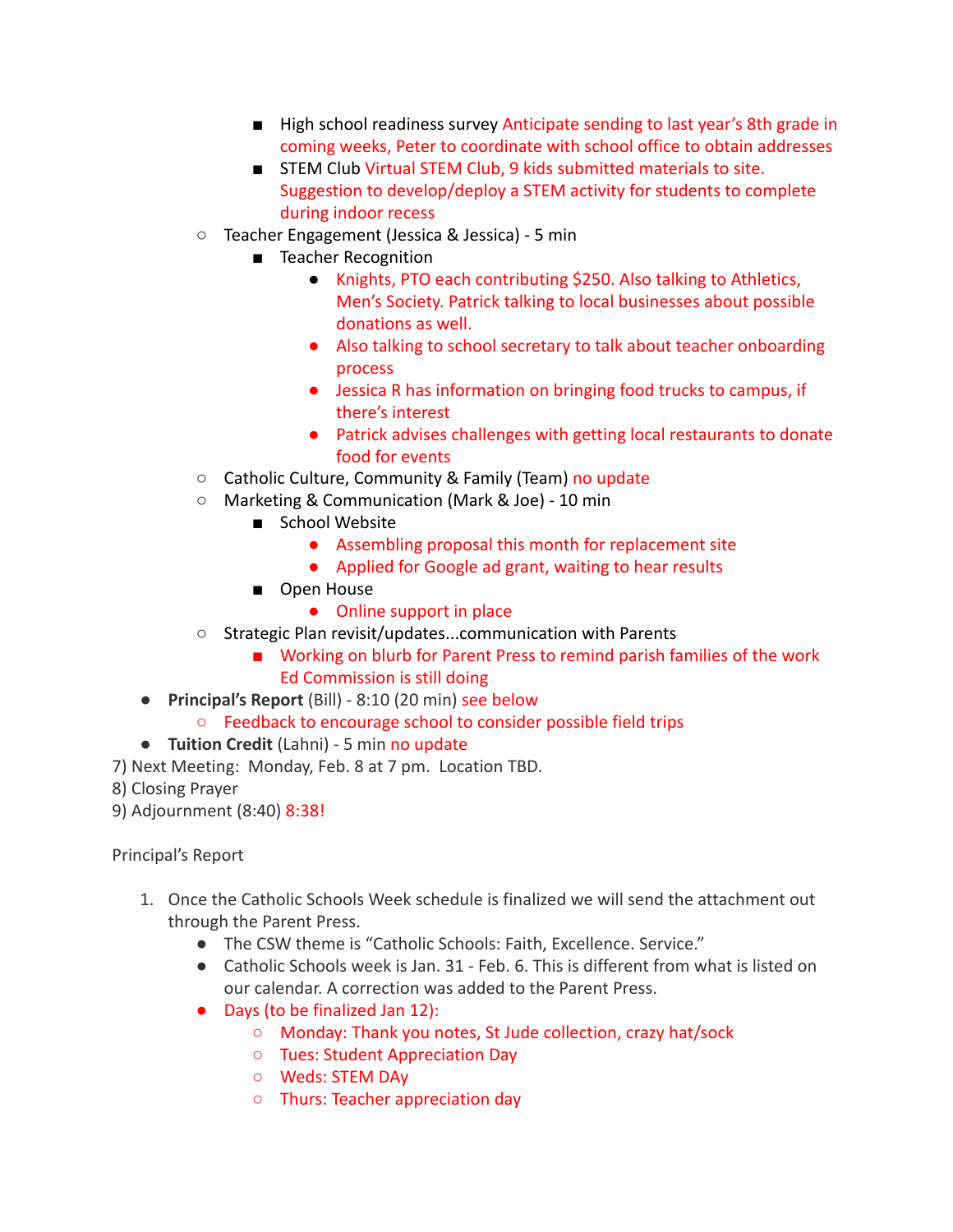- High school readiness survey Anticipate sending to last year's 8th grade in coming weeks, Peter to coordinate with school office to obtain addresses
        - STEM Club Virtual STEM Club, 9 kids submitted materials to site. Suggestion to develop/deploy a STEM activity for students to complete during indoor recess
    - Teacher Engagement (Jessica & Jessica) - 5 min
        - Teacher Recognition
            - Knights, PTO each contributing $250. Also talking to Athletics, Men's Society. Patrick talking to local businesses about possible donations as well.
            - Also talking to school secretary to talk about teacher onboarding process
            - Jessica R has information on bringing food trucks to campus, if there's interest
            - Patrick advises challenges with getting local restaurants to donate food for events
    - Catholic Culture, Community & Family (Team) no update
    - Marketing & Communication (Mark & Joe) - 10 min
        - School Website
            - Assembling proposal this month for replacement site
            - Applied for Google ad grant, waiting to hear results
        - Open House
            - Online support in place
    - Strategic Plan revisit/updates...communication with Parents
        - Working on blurb for Parent Press to remind parish families of the work Ed Commission is still doing
- **Principal's Report** (Bill) - 8:10 (20 min) see below
    - Feedback to encourage school to consider possible field trips
- **Tuition Credit** (Lahni) - 5 min no update

7) Next Meeting: Monday, Feb. 8 at 7 pm. Location TBD.

8) Closing Prayer

9) Adjournment (8:40) 8:38!

Principal's Report

1. Once the Catholic Schools Week schedule is finalized we will send the attachment out through the Parent Press.
    - The CSW theme is "Catholic Schools: Faith, Excellence. Service."
    - Catholic Schools week is Jan. 31 - Feb. 6. This is different from what is listed on our calendar. A correction was added to the Parent Press.
    - Days (to be finalized Jan 12):
        - Monday: Thank you notes, St Jude collection, crazy hat/sock
        - Tues: Student Appreciation Day
        - Weds: STEM DAy
        - Thurs: Teacher appreciation day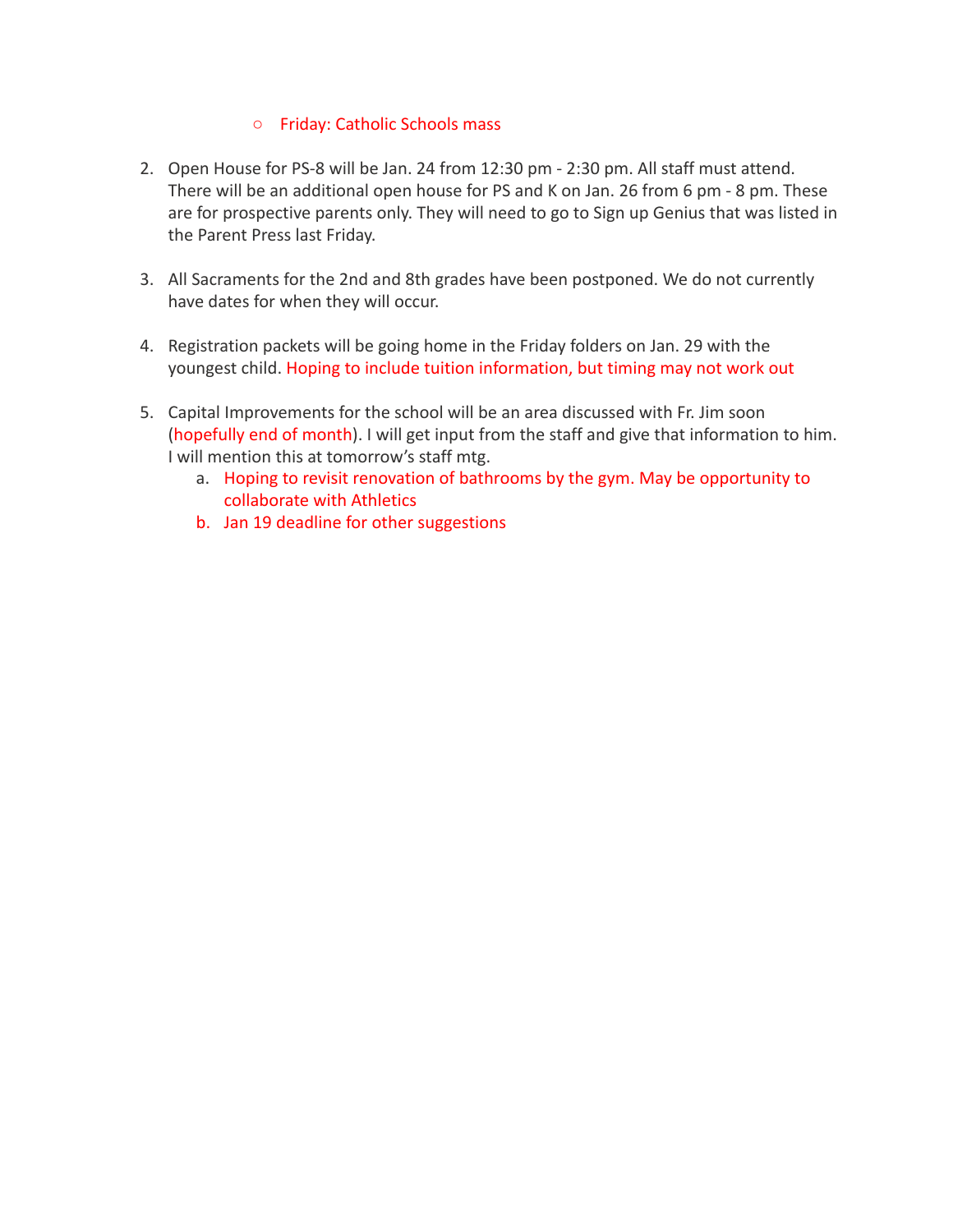- Friday: Catholic Schools mass

2. Open House for PS-8 will be Jan. 24 from 12:30 pm - 2:30 pm. All staff must attend. There will be an additional open house for PS and K on Jan. 26 from 6 pm - 8 pm. These are for prospective parents only. They will need to go to Sign up Genius that was listed in the Parent Press last Friday.

3. All Sacraments for the 2nd and 8th grades have been postponed. We do not currently have dates for when they will occur.

4. Registration packets will be going home in the Friday folders on Jan. 29 with the youngest child. Hoping to include tuition information, but timing may not work out

5. Capital Improvements for the school will be an area discussed with Fr. Jim soon (hopefully end of month). I will get input from the staff and give that information to him. I will mention this at tomorrow's staff mtg.
   a. Hoping to revisit renovation of bathrooms by the gym. May be opportunity to collaborate with Athletics
   b. Jan 19 deadline for other suggestions